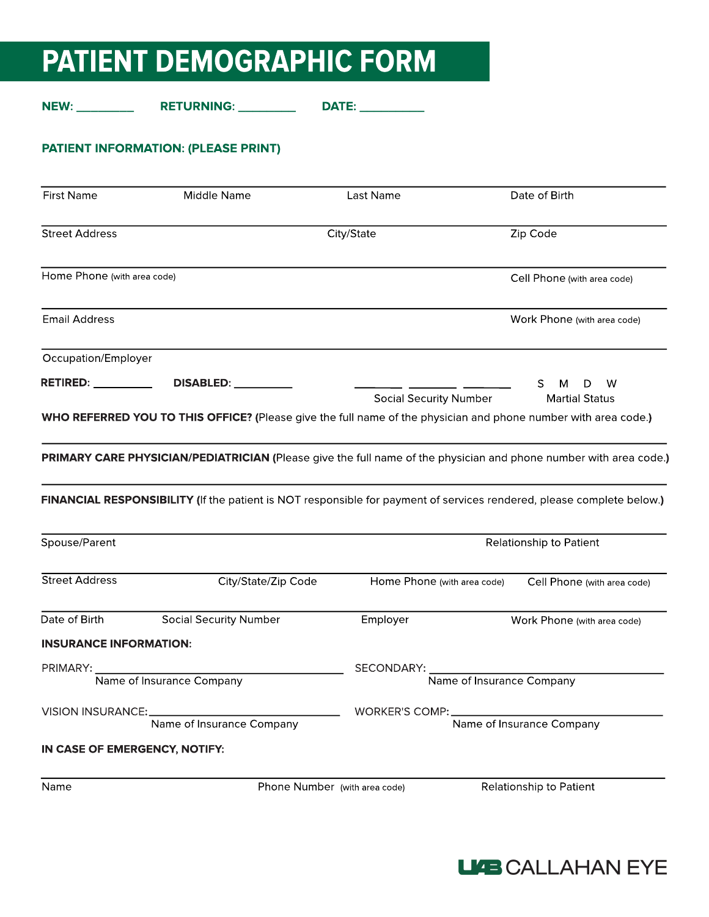# PATIENT DEMOGRAPHIC FORM

**NEW:** __________ **RETURNING:** __________ **DATE:** ___________

**PATIENT INFORMATION: (PLEASE PRINT)**

First Name | Middle Name | Last Name | Date of Birth

Street Address | City/State | Zip Code

Home Phone (with area code) | Cell Phone (with area code)

Email Address | Work Phone (with area code)

Occupation/Employer

**RETIRED:** __________ **DISABLED:** __________

_____ _____ _____
Social Security Number

S M D W
Martial Status

**WHO REFERRED YOU TO THIS OFFICE? (**Please give the full name of the physician and phone number with area code.**)**

**PRIMARY CARE PHYSICIAN/PEDIATRICIAN (**Please give the full name of the physician and phone number with area code.**)**

**FINANCIAL RESPONSIBILITY (**If the patient is NOT responsible for payment of services rendered, please complete below.**)**

Spouse/Parent | Relationship to Patient

Street Address | City/State/Zip Code | Home Phone (with area code) | Cell Phone (with area code)

Date of Birth | Social Security Number | Employer | Work Phone (with area code)

**INSURANCE INFORMATION:**

PRIMARY: ______________________________
Name of Insurance Company

SECONDARY: ______________________________
Name of Insurance Company

VISION INSURANCE: ______________________________
Name of Insurance Company

WORKER'S COMP: ______________________________
Name of Insurance Company

**IN CASE OF EMERGENCY, NOTIFY:**

Name | Phone Number (with area code) | Relationship to Patient

UAB CALLAHAN EYE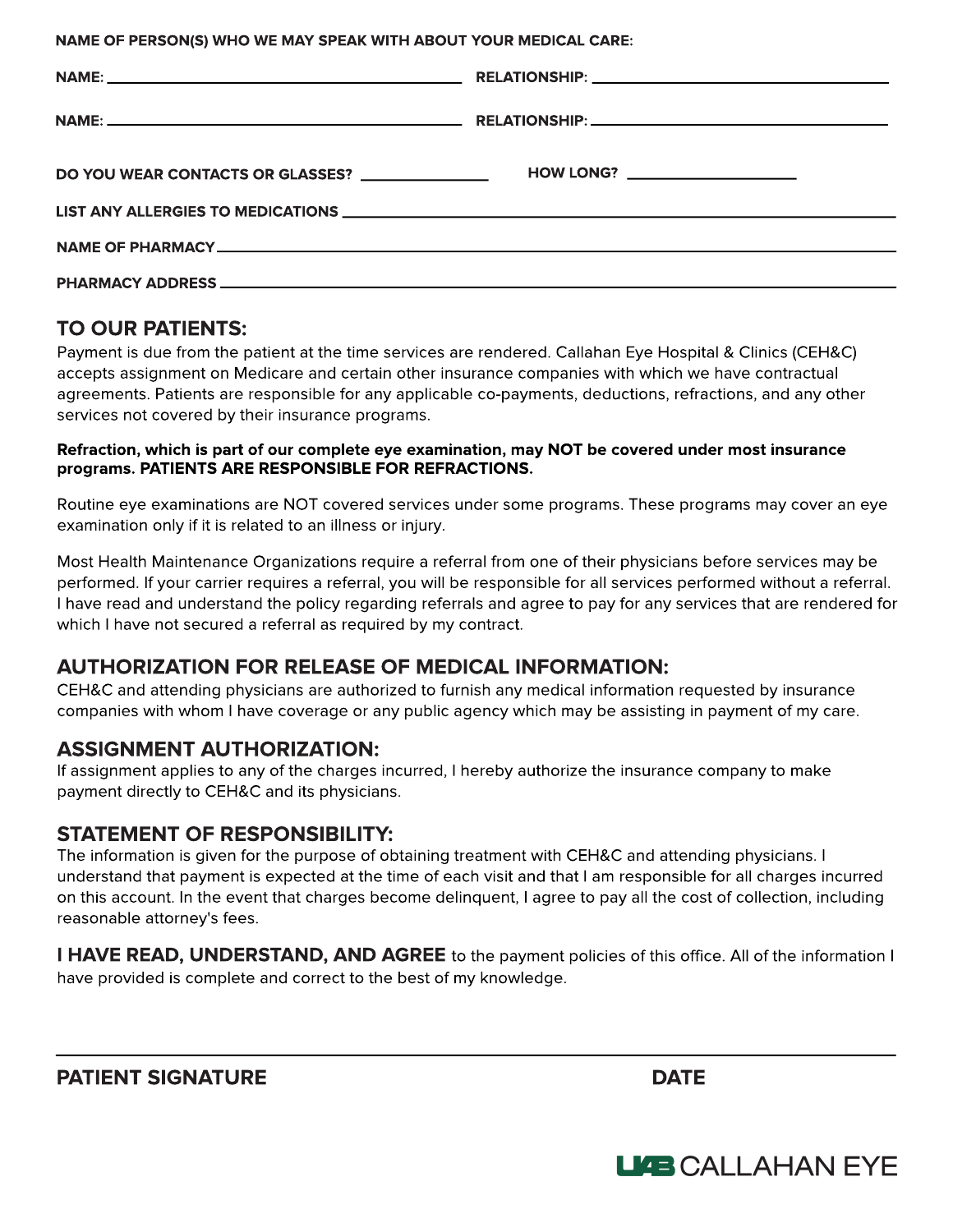NAME OF PERSON(S) WHO WE MAY SPEAK WITH ABOUT YOUR MEDICAL CARE:

NAME: ______________________ RELATIONSHIP: ______________________

NAME: ______________________ RELATIONSHIP: ______________________

DO YOU WEAR CONTACTS OR GLASSES? ____________ HOW LONG? ____________

LIST ANY ALLERGIES TO MEDICATIONS ______________________

NAME OF PHARMACY ______________________

PHARMACY ADDRESS ______________________

## TO OUR PATIENTS:

Payment is due from the patient at the time services are rendered. Callahan Eye Hospital & Clinics (CEH&C) accepts assignment on Medicare and certain other insurance companies with which we have contractual agreements. Patients are responsible for any applicable co-payments, deductions, refractions, and any other services not covered by their insurance programs.

**Refraction, which is part of our complete eye examination, may NOT be covered under most insurance programs. PATIENTS ARE RESPONSIBLE FOR REFRACTIONS.**

Routine eye examinations are NOT covered services under some programs. These programs may cover an eye examination only if it is related to an illness or injury.

Most Health Maintenance Organizations require a referral from one of their physicians before services may be performed. If your carrier requires a referral, you will be responsible for all services performed without a referral. I have read and understand the policy regarding referrals and agree to pay for any services that are rendered for which I have not secured a referral as required by my contract.

## AUTHORIZATION FOR RELEASE OF MEDICAL INFORMATION:

CEH&C and attending physicians are authorized to furnish any medical information requested by insurance companies with whom I have coverage or any public agency which may be assisting in payment of my care.

## ASSIGNMENT AUTHORIZATION:

If assignment applies to any of the charges incurred, I hereby authorize the insurance company to make payment directly to CEH&C and its physicians.

## STATEMENT OF RESPONSIBILITY:

The information is given for the purpose of obtaining treatment with CEH&C and attending physicians. I understand that payment is expected at the time of each visit and that I am responsible for all charges incurred on this account. In the event that charges become delinquent, I agree to pay all the cost of collection, including reasonable attorney's fees.

**I HAVE READ, UNDERSTAND, AND AGREE** to the payment policies of this office. All of the information I have provided is complete and correct to the best of my knowledge.

______________________________________________

**PATIENT SIGNATURE** **DATE**

UAB CALLAHAN EYE